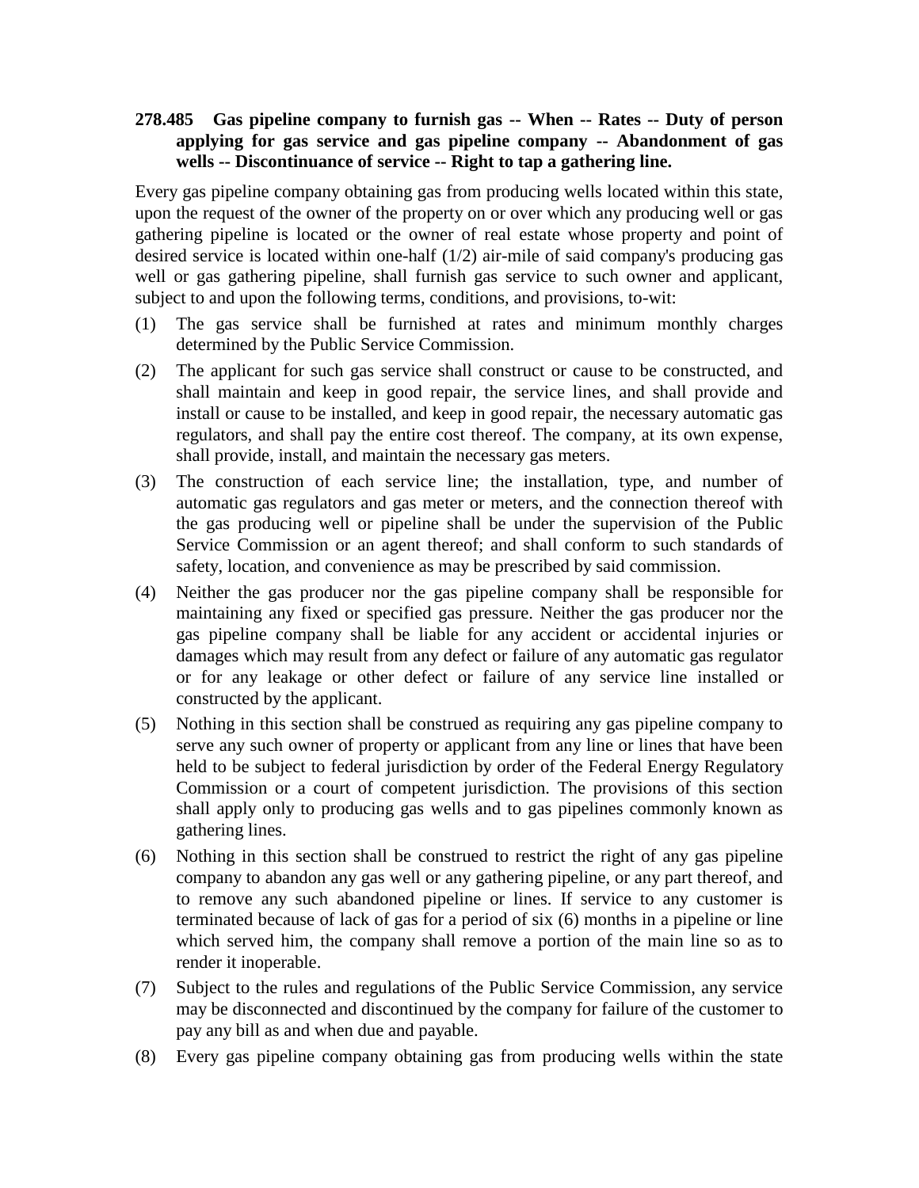**278.485 Gas pipeline company to furnish gas -- When -- Rates -- Duty of person applying for gas service and gas pipeline company -- Abandonment of gas wells -- Discontinuance of service -- Right to tap a gathering line.**

Every gas pipeline company obtaining gas from producing wells located within this state, upon the request of the owner of the property on or over which any producing well or gas gathering pipeline is located or the owner of real estate whose property and point of desired service is located within one-half (1/2) air-mile of said company's producing gas well or gas gathering pipeline, shall furnish gas service to such owner and applicant, subject to and upon the following terms, conditions, and provisions, to-wit:

(1) The gas service shall be furnished at rates and minimum monthly charges determined by the Public Service Commission.

(2) The applicant for such gas service shall construct or cause to be constructed, and shall maintain and keep in good repair, the service lines, and shall provide and install or cause to be installed, and keep in good repair, the necessary automatic gas regulators, and shall pay the entire cost thereof. The company, at its own expense, shall provide, install, and maintain the necessary gas meters.

(3) The construction of each service line; the installation, type, and number of automatic gas regulators and gas meter or meters, and the connection thereof with the gas producing well or pipeline shall be under the supervision of the Public Service Commission or an agent thereof; and shall conform to such standards of safety, location, and convenience as may be prescribed by said commission.

(4) Neither the gas producer nor the gas pipeline company shall be responsible for maintaining any fixed or specified gas pressure. Neither the gas producer nor the gas pipeline company shall be liable for any accident or accidental injuries or damages which may result from any defect or failure of any automatic gas regulator or for any leakage or other defect or failure of any service line installed or constructed by the applicant.

(5) Nothing in this section shall be construed as requiring any gas pipeline company to serve any such owner of property or applicant from any line or lines that have been held to be subject to federal jurisdiction by order of the Federal Energy Regulatory Commission or a court of competent jurisdiction. The provisions of this section shall apply only to producing gas wells and to gas pipelines commonly known as gathering lines.

(6) Nothing in this section shall be construed to restrict the right of any gas pipeline company to abandon any gas well or any gathering pipeline, or any part thereof, and to remove any such abandoned pipeline or lines. If service to any customer is terminated because of lack of gas for a period of six (6) months in a pipeline or line which served him, the company shall remove a portion of the main line so as to render it inoperable.

(7) Subject to the rules and regulations of the Public Service Commission, any service may be disconnected and discontinued by the company for failure of the customer to pay any bill as and when due and payable.

(8) Every gas pipeline company obtaining gas from producing wells within the state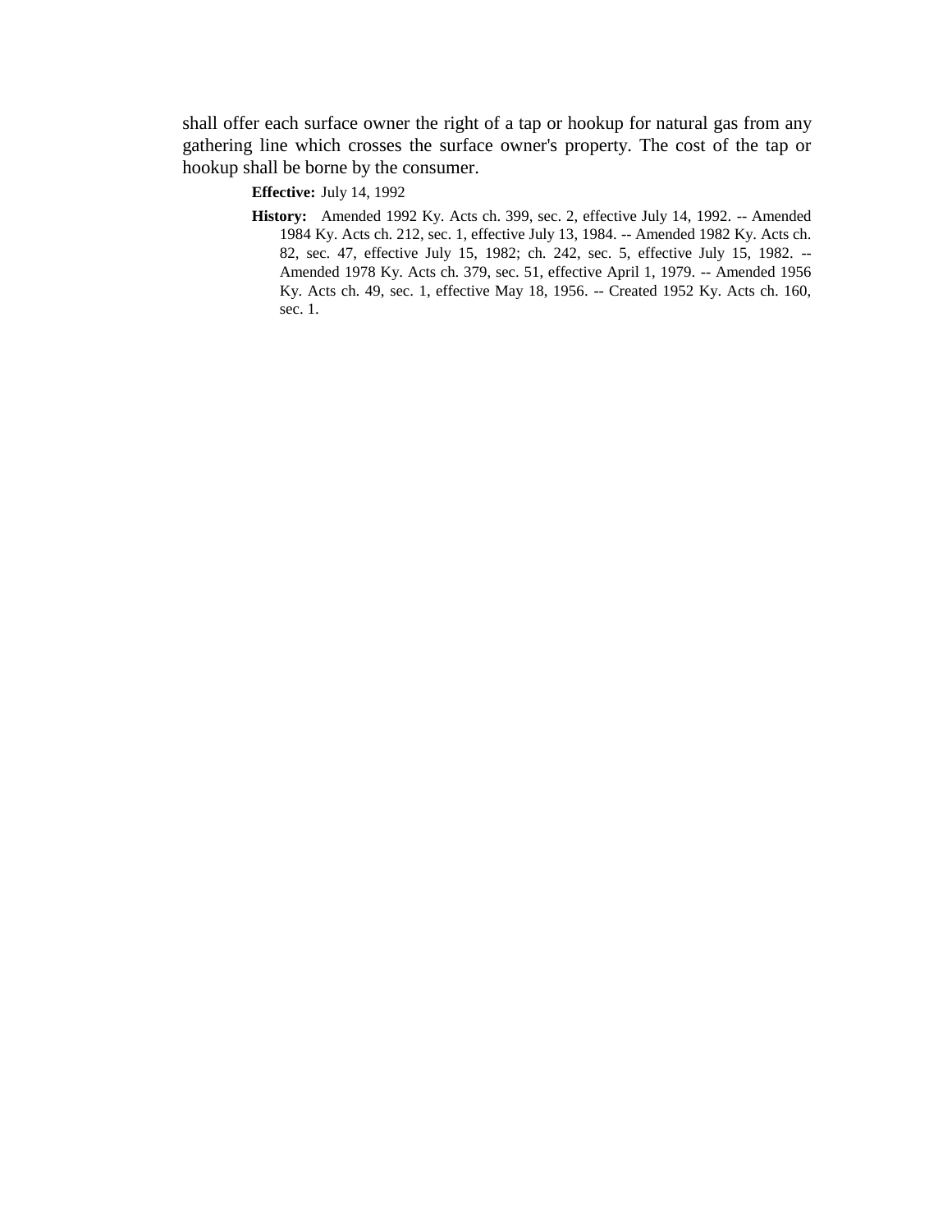shall offer each surface owner the right of a tap or hookup for natural gas from any gathering line which crosses the surface owner's property. The cost of the tap or hookup shall be borne by the consumer.

**Effective:** July 14, 1992

**History:** Amended 1992 Ky. Acts ch. 399, sec. 2, effective July 14, 1992. -- Amended 1984 Ky. Acts ch. 212, sec. 1, effective July 13, 1984. -- Amended 1982 Ky. Acts ch. 82, sec. 47, effective July 15, 1982; ch. 242, sec. 5, effective July 15, 1982. -- Amended 1978 Ky. Acts ch. 379, sec. 51, effective April 1, 1979. -- Amended 1956 Ky. Acts ch. 49, sec. 1, effective May 18, 1956. -- Created 1952 Ky. Acts ch. 160, sec. 1.